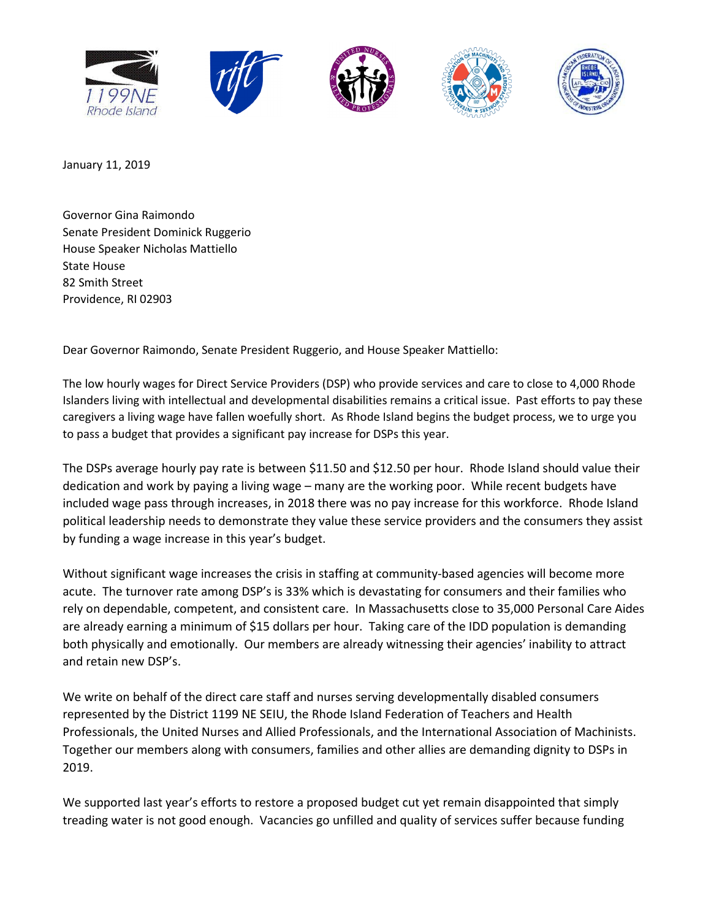January 11, 2019

Governor Gina Raimondo
Senate President Dominick Ruggerio
House Speaker Nicholas Mattiello
State House
82 Smith Street
Providence, RI 02903

Dear Governor Raimondo, Senate President Ruggerio, and House Speaker Mattiello:

The low hourly wages for Direct Service Providers (DSP) who provide services and care to close to 4,000 Rhode Islanders living with intellectual and developmental disabilities remains a critical issue. Past efforts to pay these caregivers a living wage have fallen woefully short. As Rhode Island begins the budget process, we to urge you to pass a budget that provides a significant pay increase for DSPs this year.

The DSPs average hourly pay rate is between $11.50 and $12.50 per hour. Rhode Island should value their dedication and work by paying a living wage – many are the working poor. While recent budgets have included wage pass through increases, in 2018 there was no pay increase for this workforce. Rhode Island political leadership needs to demonstrate they value these service providers and the consumers they assist by funding a wage increase in this year's budget.

Without significant wage increases the crisis in staffing at community-based agencies will become more acute. The turnover rate among DSP's is 33% which is devastating for consumers and their families who rely on dependable, competent, and consistent care. In Massachusetts close to 35,000 Personal Care Aides are already earning a minimum of $15 dollars per hour. Taking care of the IDD population is demanding both physically and emotionally. Our members are already witnessing their agencies' inability to attract and retain new DSP's.

We write on behalf of the direct care staff and nurses serving developmentally disabled consumers represented by the District 1199 NE SEIU, the Rhode Island Federation of Teachers and Health Professionals, the United Nurses and Allied Professionals, and the International Association of Machinists. Together our members along with consumers, families and other allies are demanding dignity to DSPs in 2019.

We supported last year's efforts to restore a proposed budget cut yet remain disappointed that simply treading water is not good enough. Vacancies go unfilled and quality of services suffer because funding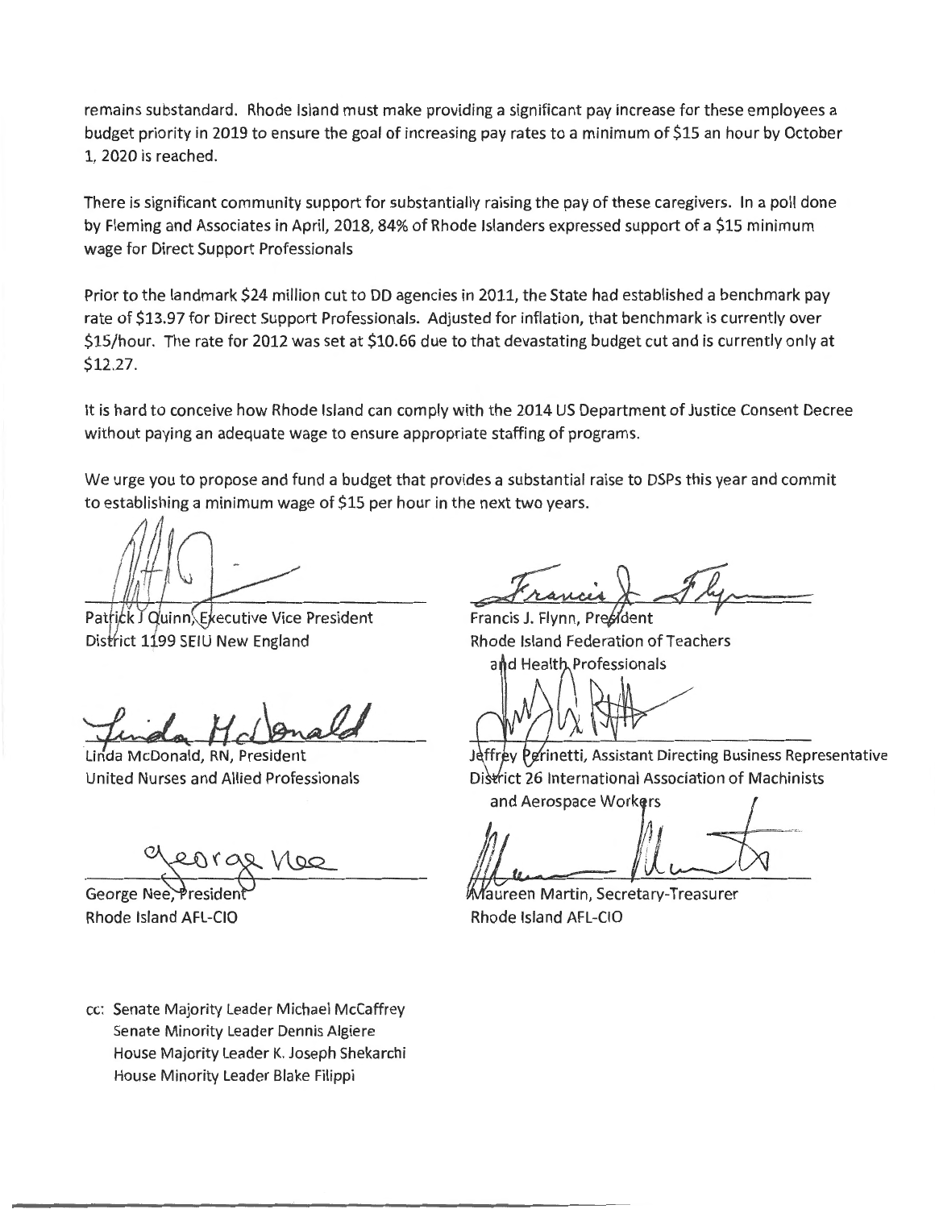remains substandard. Rhode Island must make providing a significant pay increase for these employees a budget priority in 2019 to ensure the goal of increasing pay rates to a minimum of $15 an hour by October 1, 2020 is reached.

There is significant community support for substantially raising the pay of these caregivers. In a poll done by Fleming and Associates in April, 2018, 84% of Rhode Islanders expressed support of a $15 minimum wage for Direct Support Professionals

Prior to the landmark $24 million cut to DD agencies in 2011, the State had established a benchmark pay rate of $13.97 for Direct Support Professionals. Adjusted for inflation, that benchmark is currently over $15/hour. The rate for 2012 was set at $10.66 due to that devastating budget cut and is currently only at $12.27.

It is hard to conceive how Rhode Island can comply with the 2014 US Department of Justice Consent Decree without paying an adequate wage to ensure appropriate staffing of programs.

We urge you to propose and fund a budget that provides a substantial raise to DSPs this year and commit to establishing a minimum wage of $15 per hour in the next two years.

Patrick J Quinn, Executive Vice President
District 1199 SEIU New England

Francis J. Flynn, President
Rhode Island Federation of Teachers and Health Professionals

Linda McDonald, RN, President
United Nurses and Allied Professionals

Jeffrey Perinetti, Assistant Directing Business Representative
District 26 International Association of Machinists and Aerospace Workers

George Nee, President
Rhode Island AFL-CIO

Maureen Martin, Secretary-Treasurer
Rhode Island AFL-CIO

cc: Senate Majority Leader Michael McCaffrey
Senate Minority Leader Dennis Algiere
House Majority Leader K. Joseph Shekarchi
House Minority Leader Blake Filippi